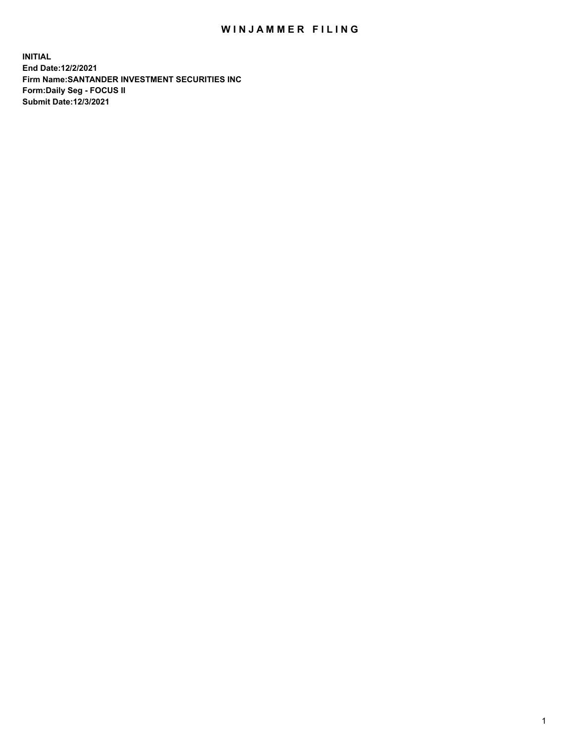# WINJAMMER FILING

**INITIAL**
**End Date:12/2/2021**
**Firm Name:SANTANDER INVESTMENT SECURITIES INC**
**Form:Daily Seg - FOCUS II**
**Submit Date:12/3/2021**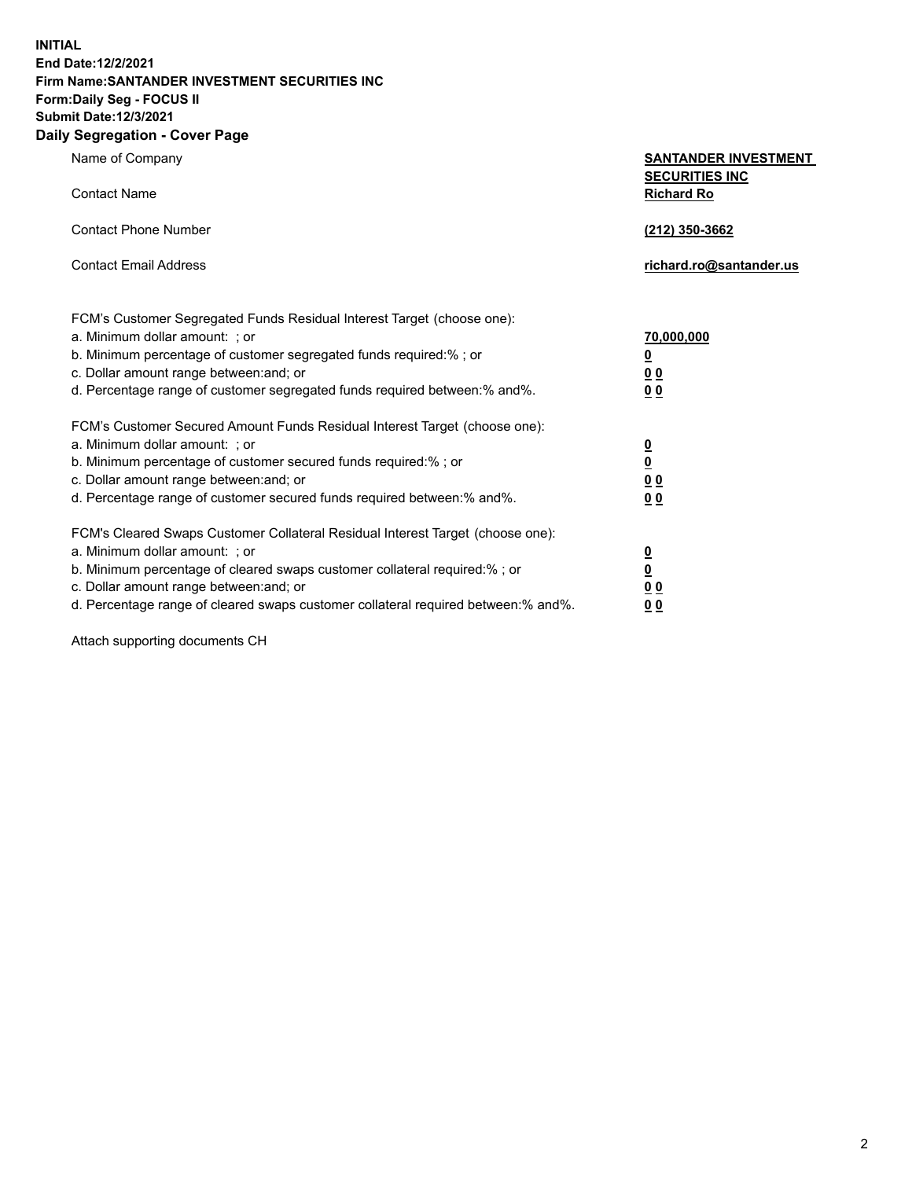**INITIAL**
**End Date:12/2/2021**
**Firm Name:SANTANDER INVESTMENT SECURITIES INC**
**Form:Daily Seg - FOCUS II**
**Submit Date:12/3/2021**

## Daily Segregation - Cover Page

| | |
|---|---|
| Name of Company | **SANTANDER INVESTMENT SECURITIES INC** |
| Contact Name | **Richard Ro** |
| Contact Phone Number | **(212) 350-3662** |
| Contact Email Address | **richard.ro@santander.us** |

| | |
|---|---|
| FCM's Customer Segregated Funds Residual Interest Target (choose one): | |
| a. Minimum dollar amount: ; or | **70,000,000** |
| b. Minimum percentage of customer segregated funds required:% ; or | **0** |
| c. Dollar amount range between:and; or | **0 0** |
| d. Percentage range of customer segregated funds required between:% and%. | **0 0** |

| | |
|---|---|
| FCM's Customer Secured Amount Funds Residual Interest Target (choose one): | |
| a. Minimum dollar amount: ; or | **0** |
| b. Minimum percentage of customer secured funds required:% ; or | **0** |
| c. Dollar amount range between:and; or | **0 0** |
| d. Percentage range of customer secured funds required between:% and%. | **0 0** |

| | |
|---|---|
| FCM's Cleared Swaps Customer Collateral Residual Interest Target (choose one): | |
| a. Minimum dollar amount: ; or | **0** |
| b. Minimum percentage of cleared swaps customer collateral required:% ; or | **0** |
| c. Dollar amount range between:and; or | **0 0** |
| d. Percentage range of cleared swaps customer collateral required between:% and%. | **0 0** |

Attach supporting documents CH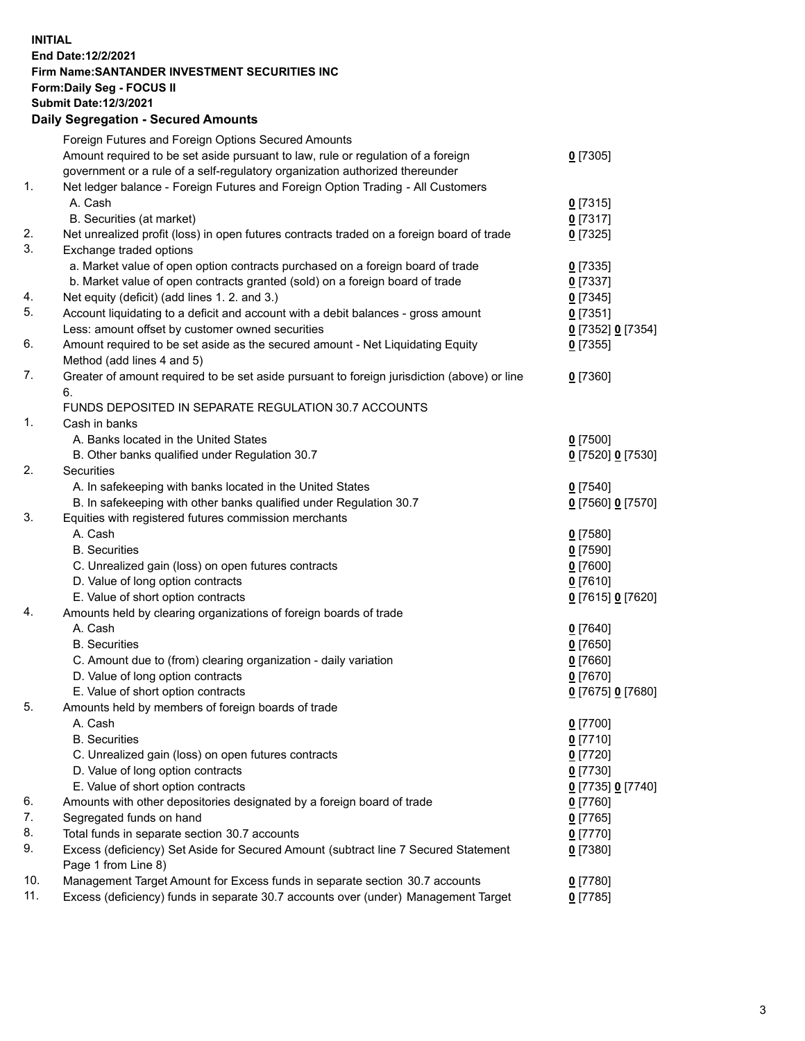**INITIAL**
**End Date:12/2/2021**
**Firm Name:SANTANDER INVESTMENT SECURITIES INC**
**Form:Daily Seg - FOCUS II**
**Submit Date:12/3/2021**

## Daily Segregation - Secured Amounts

| | | |
|---|---|---|
| | Foreign Futures and Foreign Options Secured Amounts | |
| | Amount required to be set aside pursuant to law, rule or regulation of a foreign government or a rule of a self-regulatory organization authorized thereunder | 0 [7305] |
| 1. | Net ledger balance - Foreign Futures and Foreign Option Trading - All Customers | |
| | A. Cash | 0 [7315] |
| | B. Securities (at market) | 0 [7317] |
| 2. | Net unrealized profit (loss) in open futures contracts traded on a foreign board of trade | 0 [7325] |
| 3. | Exchange traded options | |
| | a. Market value of open option contracts purchased on a foreign board of trade | 0 [7335] |
| | b. Market value of open contracts granted (sold) on a foreign board of trade | 0 [7337] |
| 4. | Net equity (deficit) (add lines 1. 2. and 3.) | 0 [7345] |
| 5. | Account liquidating to a deficit and account with a debit balances - gross amount | 0 [7351] |
| | Less: amount offset by customer owned securities | 0 [7352] 0 [7354] |
| 6. | Amount required to be set aside as the secured amount - Net Liquidating Equity Method (add lines 4 and 5) | 0 [7355] |
| 7. | Greater of amount required to be set aside pursuant to foreign jurisdiction (above) or line 6. | 0 [7360] |
| | FUNDS DEPOSITED IN SEPARATE REGULATION 30.7 ACCOUNTS | |
| 1. | Cash in banks | |
| | A. Banks located in the United States | 0 [7500] |
| | B. Other banks qualified under Regulation 30.7 | 0 [7520] 0 [7530] |
| 2. | Securities | |
| | A. In safekeeping with banks located in the United States | 0 [7540] |
| | B. In safekeeping with other banks qualified under Regulation 30.7 | 0 [7560] 0 [7570] |
| 3. | Equities with registered futures commission merchants | |
| | A. Cash | 0 [7580] |
| | B. Securities | 0 [7590] |
| | C. Unrealized gain (loss) on open futures contracts | 0 [7600] |
| | D. Value of long option contracts | 0 [7610] |
| | E. Value of short option contracts | 0 [7615] 0 [7620] |
| 4. | Amounts held by clearing organizations of foreign boards of trade | |
| | A. Cash | 0 [7640] |
| | B. Securities | 0 [7650] |
| | C. Amount due to (from) clearing organization - daily variation | 0 [7660] |
| | D. Value of long option contracts | 0 [7670] |
| | E. Value of short option contracts | 0 [7675] 0 [7680] |
| 5. | Amounts held by members of foreign boards of trade | |
| | A. Cash | 0 [7700] |
| | B. Securities | 0 [7710] |
| | C. Unrealized gain (loss) on open futures contracts | 0 [7720] |
| | D. Value of long option contracts | 0 [7730] |
| | E. Value of short option contracts | 0 [7735] 0 [7740] |
| 6. | Amounts with other depositories designated by a foreign board of trade | 0 [7760] |
| 7. | Segregated funds on hand | 0 [7765] |
| 8. | Total funds in separate section 30.7 accounts | 0 [7770] |
| 9. | Excess (deficiency) Set Aside for Secured Amount (subtract line 7 Secured Statement Page 1 from Line 8) | 0 [7380] |
| 10. | Management Target Amount for Excess funds in separate section 30.7 accounts | 0 [7780] |
| 11. | Excess (deficiency) funds in separate 30.7 accounts over (under) Management Target | 0 [7785] |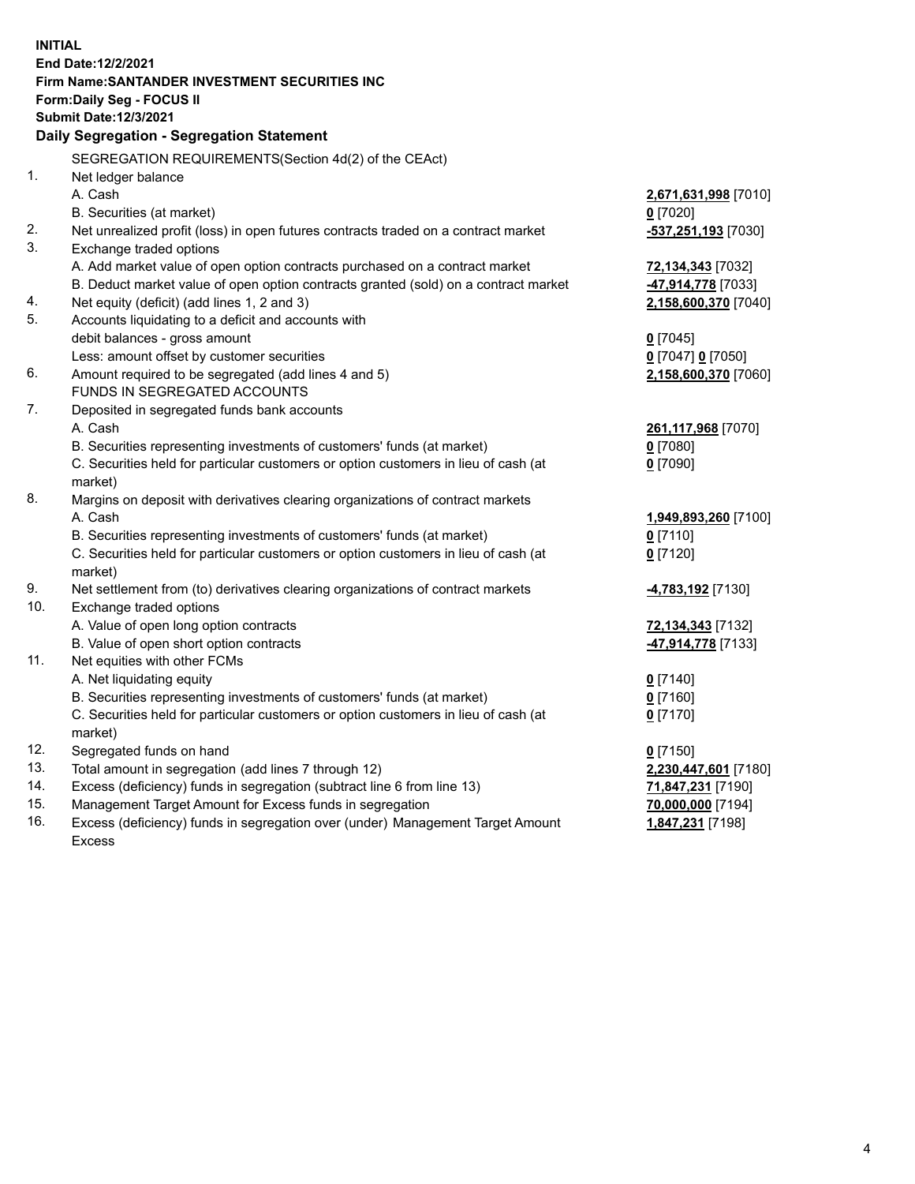**INITIAL**
**End Date:12/2/2021**
**Firm Name:SANTANDER INVESTMENT SECURITIES INC**
**Form:Daily Seg - FOCUS II**
**Submit Date:12/3/2021**

## Daily Segregation - Segregation Statement

| | | |
|---|---|---|
| | SEGREGATION REQUIREMENTS(Section 4d(2) of the CEAct) | |
| 1. | Net ledger balance | |
| | A. Cash | **2,671,631,998** [7010] |
| | B. Securities (at market) | **0** [7020] |
| 2. | Net unrealized profit (loss) in open futures contracts traded on a contract market | **-537,251,193** [7030] |
| 3. | Exchange traded options | |
| | A. Add market value of open option contracts purchased on a contract market | **72,134,343** [7032] |
| | B. Deduct market value of open option contracts granted (sold) on a contract market | **-47,914,778** [7033] |
| 4. | Net equity (deficit) (add lines 1, 2 and 3) | **2,158,600,370** [7040] |
| 5. | Accounts liquidating to a deficit and accounts with debit balances - gross amount | **0** [7045] |
| | Less: amount offset by customer securities | **0** [7047] **0** [7050] |
| 6. | Amount required to be segregated (add lines 4 and 5) | **2,158,600,370** [7060] |
| | FUNDS IN SEGREGATED ACCOUNTS | |
| 7. | Deposited in segregated funds bank accounts | |
| | A. Cash | **261,117,968** [7070] |
| | B. Securities representing investments of customers' funds (at market) | **0** [7080] |
| | C. Securities held for particular customers or option customers in lieu of cash (at market) | **0** [7090] |
| 8. | Margins on deposit with derivatives clearing organizations of contract markets | |
| | A. Cash | **1,949,893,260** [7100] |
| | B. Securities representing investments of customers' funds (at market) | **0** [7110] |
| | C. Securities held for particular customers or option customers in lieu of cash (at market) | **0** [7120] |
| 9. | Net settlement from (to) derivatives clearing organizations of contract markets | **-4,783,192** [7130] |
| 10. | Exchange traded options | |
| | A. Value of open long option contracts | **72,134,343** [7132] |
| | B. Value of open short option contracts | **-47,914,778** [7133] |
| 11. | Net equities with other FCMs | |
| | A. Net liquidating equity | **0** [7140] |
| | B. Securities representing investments of customers' funds (at market) | **0** [7160] |
| | C. Securities held for particular customers or option customers in lieu of cash (at market) | **0** [7170] |
| 12. | Segregated funds on hand | **0** [7150] |
| 13. | Total amount in segregation (add lines 7 through 12) | **2,230,447,601** [7180] |
| 14. | Excess (deficiency) funds in segregation (subtract line 6 from line 13) | **71,847,231** [7190] |
| 15. | Management Target Amount for Excess funds in segregation | **70,000,000** [7194] |
| 16. | Excess (deficiency) funds in segregation over (under) Management Target Amount Excess | **1,847,231** [7198] |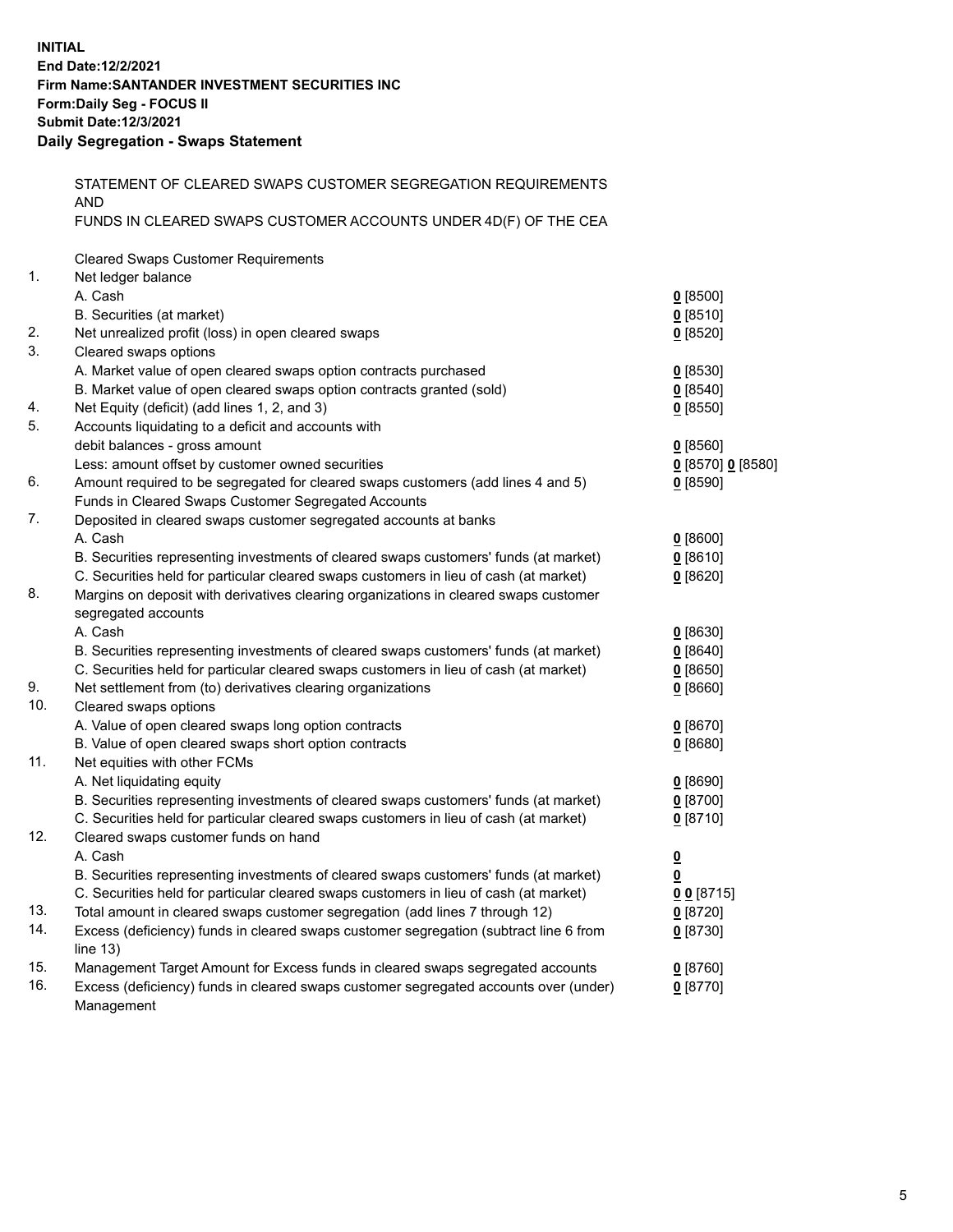**INITIAL**
**End Date:12/2/2021**
**Firm Name:SANTANDER INVESTMENT SECURITIES INC**
**Form:Daily Seg - FOCUS II**
**Submit Date:12/3/2021**
**Daily Segregation - Swaps Statement**

STATEMENT OF CLEARED SWAPS CUSTOMER SEGREGATION REQUIREMENTS AND FUNDS IN CLEARED SWAPS CUSTOMER ACCOUNTS UNDER 4D(F) OF THE CEA

| | | |
|---|---|---|
| | Cleared Swaps Customer Requirements | |
| 1. | Net ledger balance | |
| | A. Cash | 0 [8500] |
| | B. Securities (at market) | 0 [8510] |
| 2. | Net unrealized profit (loss) in open cleared swaps | 0 [8520] |
| 3. | Cleared swaps options | |
| | A. Market value of open cleared swaps option contracts purchased | 0 [8530] |
| | B. Market value of open cleared swaps option contracts granted (sold) | 0 [8540] |
| 4. | Net Equity (deficit) (add lines 1, 2, and 3) | 0 [8550] |
| 5. | Accounts liquidating to a deficit and accounts with | |
| | debit balances - gross amount | 0 [8560] |
| | Less: amount offset by customer owned securities | 0 [8570] 0 [8580] |
| 6. | Amount required to be segregated for cleared swaps customers (add lines 4 and 5) | 0 [8590] |
| | Funds in Cleared Swaps Customer Segregated Accounts | |
| 7. | Deposited in cleared swaps customer segregated accounts at banks | |
| | A. Cash | 0 [8600] |
| | B. Securities representing investments of cleared swaps customers' funds (at market) | 0 [8610] |
| | C. Securities held for particular cleared swaps customers in lieu of cash (at market) | 0 [8620] |
| 8. | Margins on deposit with derivatives clearing organizations in cleared swaps customer segregated accounts | |
| | A. Cash | 0 [8630] |
| | B. Securities representing investments of cleared swaps customers' funds (at market) | 0 [8640] |
| | C. Securities held for particular cleared swaps customers in lieu of cash (at market) | 0 [8650] |
| 9. | Net settlement from (to) derivatives clearing organizations | 0 [8660] |
| 10. | Cleared swaps options | |
| | A. Value of open cleared swaps long option contracts | 0 [8670] |
| | B. Value of open cleared swaps short option contracts | 0 [8680] |
| 11. | Net equities with other FCMs | |
| | A. Net liquidating equity | 0 [8690] |
| | B. Securities representing investments of cleared swaps customers' funds (at market) | 0 [8700] |
| | C. Securities held for particular cleared swaps customers in lieu of cash (at market) | 0 [8710] |
| 12. | Cleared swaps customer funds on hand | |
| | A. Cash | 0 |
| | B. Securities representing investments of cleared swaps customers' funds (at market) | 0 |
| | C. Securities held for particular cleared swaps customers in lieu of cash (at market) | 0 0 [8715] |
| 13. | Total amount in cleared swaps customer segregation (add lines 7 through 12) | 0 [8720] |
| 14. | Excess (deficiency) funds in cleared swaps customer segregation (subtract line 6 from line 13) | 0 [8730] |
| 15. | Management Target Amount for Excess funds in cleared swaps segregated accounts | 0 [8760] |
| 16. | Excess (deficiency) funds in cleared swaps customer segregated accounts over (under) Management | 0 [8770] |